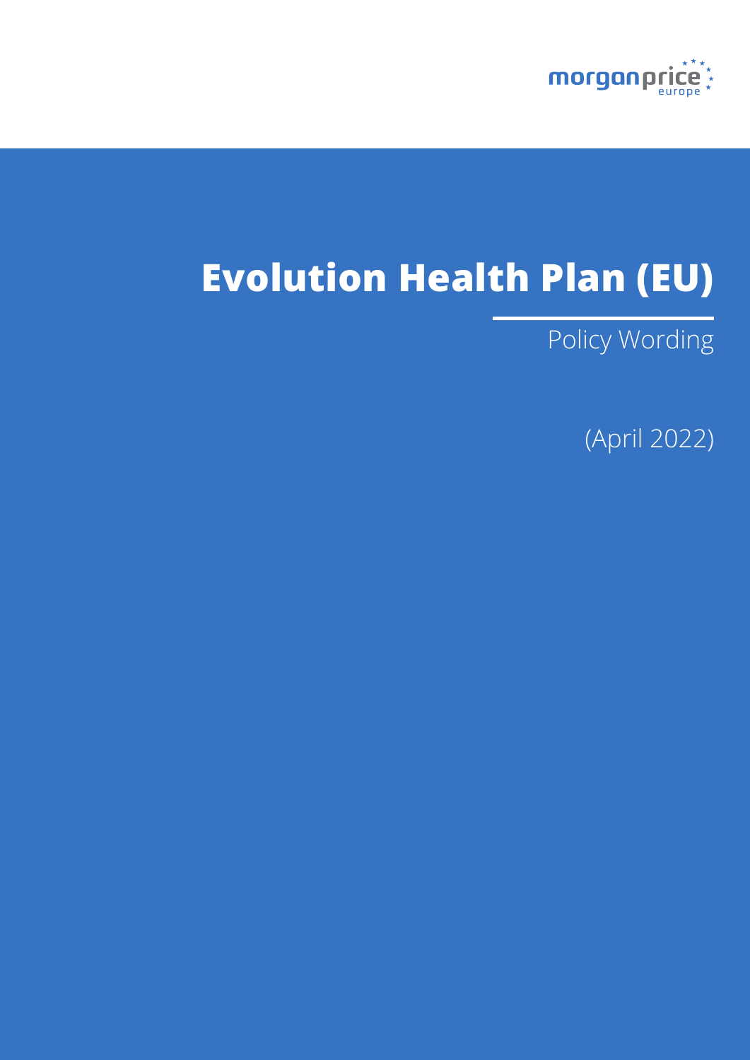morganprice europe

# Evolution Health Plan (EU)

Policy Wording

(April 2022)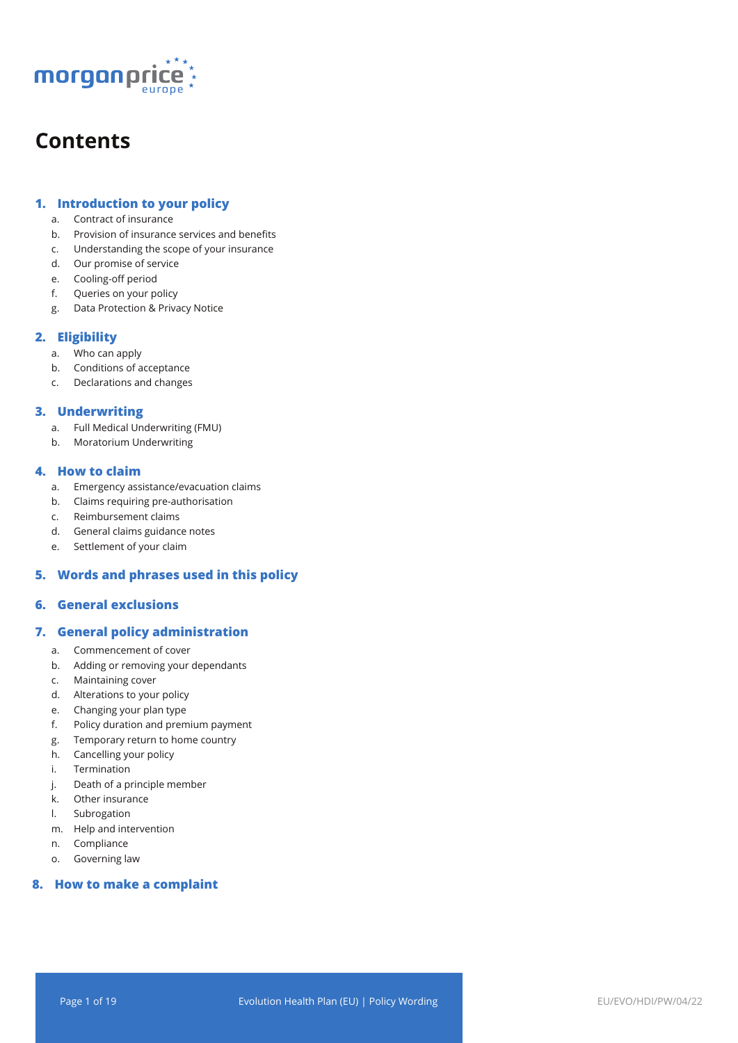# Contents

## 1. Introduction to your policy

a. Contract of insurance
b. Provision of insurance services and benefits
c. Understanding the scope of your insurance
d. Our promise of service
e. Cooling-off period
f. Queries on your policy
g. Data Protection & Privacy Notice

## 2. Eligibility

a. Who can apply
b. Conditions of acceptance
c. Declarations and changes

## 3. Underwriting

a. Full Medical Underwriting (FMU)
b. Moratorium Underwriting

## 4. How to claim

a. Emergency assistance/evacuation claims
b. Claims requiring pre-authorisation
c. Reimbursement claims
d. General claims guidance notes
e. Settlement of your claim

## 5. Words and phrases used in this policy

## 6. General exclusions

## 7. General policy administration

a. Commencement of cover
b. Adding or removing your dependants
c. Maintaining cover
d. Alterations to your policy
e. Changing your plan type
f. Policy duration and premium payment
g. Temporary return to home country
h. Cancelling your policy
i. Termination
j. Death of a principle member
k. Other insurance
l. Subrogation
m. Help and intervention
n. Compliance
o. Governing law

## 8. How to make a complaint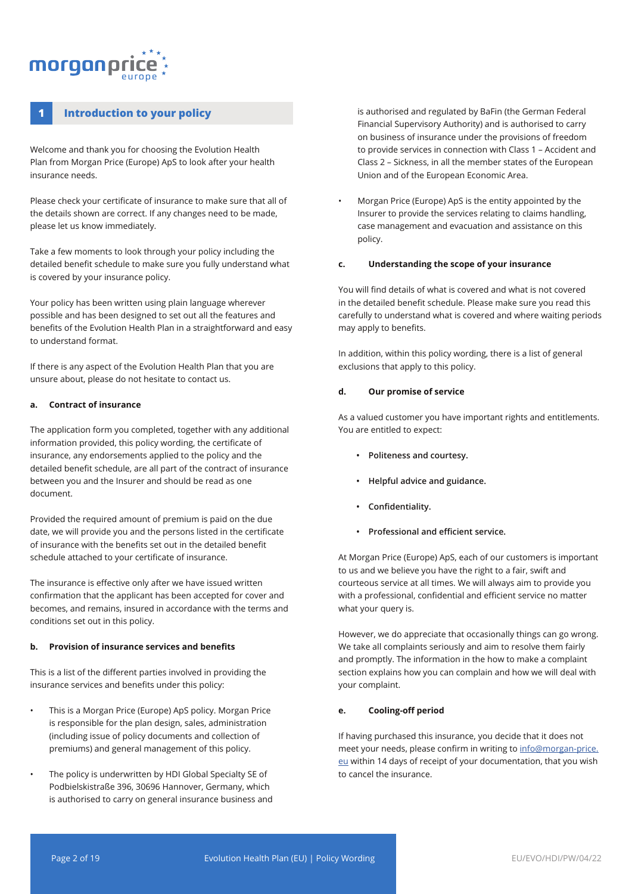## 1 Introduction to your policy

Welcome and thank you for choosing the Evolution Health Plan from Morgan Price (Europe) ApS to look after your health insurance needs.

Please check your certificate of insurance to make sure that all of the details shown are correct. If any changes need to be made, please let us know immediately.

Take a few moments to look through your policy including the detailed benefit schedule to make sure you fully understand what is covered by your insurance policy.

Your policy has been written using plain language wherever possible and has been designed to set out all the features and benefits of the Evolution Health Plan in a straightforward and easy to understand format.

If there is any aspect of the Evolution Health Plan that you are unsure about, please do not hesitate to contact us.

### a. Contract of insurance

The application form you completed, together with any additional information provided, this policy wording, the certificate of insurance, any endorsements applied to the policy and the detailed benefit schedule, are all part of the contract of insurance between you and the Insurer and should be read as one document.

Provided the required amount of premium is paid on the due date, we will provide you and the persons listed in the certificate of insurance with the benefits set out in the detailed benefit schedule attached to your certificate of insurance.

The insurance is effective only after we have issued written confirmation that the applicant has been accepted for cover and becomes, and remains, insured in accordance with the terms and conditions set out in this policy.

### b. Provision of insurance services and benefits

This is a list of the different parties involved in providing the insurance services and benefits under this policy:

- This is a Morgan Price (Europe) ApS policy. Morgan Price is responsible for the plan design, sales, administration (including issue of policy documents and collection of premiums) and general management of this policy.
- The policy is underwritten by HDI Global Specialty SE of Podbielskistraße 396, 30696 Hannover, Germany, which is authorised to carry on general insurance business and is authorised and regulated by BaFin (the German Federal Financial Supervisory Authority) and is authorised to carry on business of insurance under the provisions of freedom to provide services in connection with Class 1 – Accident and Class 2 – Sickness, in all the member states of the European Union and of the European Economic Area.
- Morgan Price (Europe) ApS is the entity appointed by the Insurer to provide the services relating to claims handling, case management and evacuation and assistance on this policy.

### c. Understanding the scope of your insurance

You will find details of what is covered and what is not covered in the detailed benefit schedule. Please make sure you read this carefully to understand what is covered and where waiting periods may apply to benefits.

In addition, within this policy wording, there is a list of general exclusions that apply to this policy.

### d. Our promise of service

As a valued customer you have important rights and entitlements. You are entitled to expect:

- **Politeness and courtesy.**
- **Helpful advice and guidance.**
- **Confidentiality.**
- **Professional and efficient service.**

At Morgan Price (Europe) ApS, each of our customers is important to us and we believe you have the right to a fair, swift and courteous service at all times. We will always aim to provide you with a professional, confidential and efficient service no matter what your query is.

However, we do appreciate that occasionally things can go wrong. We take all complaints seriously and aim to resolve them fairly and promptly. The information in the how to make a complaint section explains how you can complain and how we will deal with your complaint.

### e. Cooling-off period

If having purchased this insurance, you decide that it does not meet your needs, please confirm in writing to info@morgan-price.eu within 14 days of receipt of your documentation, that you wish to cancel the insurance.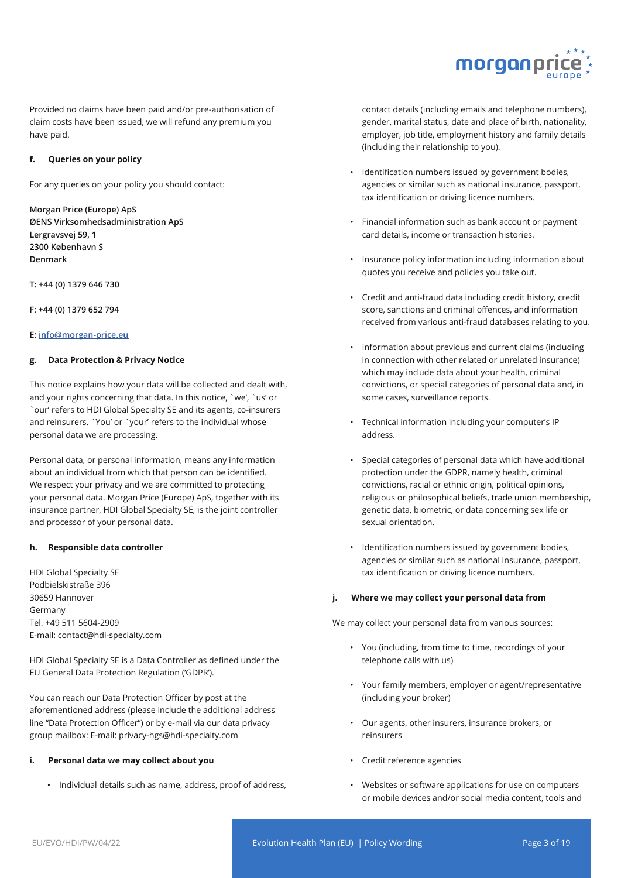Provided no claims have been paid and/or pre-authorisation of claim costs have been issued, we will refund any premium you have paid.

#### f. Queries on your policy

For any queries on your policy you should contact:

**Morgan Price (Europe) ApS**
**ØENS Virksomhedsadministration ApS**
**Lergravsvej 59, 1**
**2300 København S**
**Denmark**

**T: +44 (0) 1379 646 730**

**F: +44 (0) 1379 652 794**

**E: info@morgan-price.eu**

#### g. Data Protection & Privacy Notice

This notice explains how your data will be collected and dealt with, and your rights concerning that data. In this notice, `we', `us' or `our' refers to HDI Global Specialty SE and its agents, co-insurers and reinsurers. `You' or `your' refers to the individual whose personal data we are processing.

Personal data, or personal information, means any information about an individual from which that person can be identified. We respect your privacy and we are committed to protecting your personal data. Morgan Price (Europe) ApS, together with its insurance partner, HDI Global Specialty SE, is the joint controller and processor of your personal data.

#### h. Responsible data controller

HDI Global Specialty SE
Podbielskistraße 396
30659 Hannover
Germany
Tel. +49 511 5604-2909
E-mail: contact@hdi-specialty.com

HDI Global Specialty SE is a Data Controller as defined under the EU General Data Protection Regulation ('GDPR').

You can reach our Data Protection Officer by post at the aforementioned address (please include the additional address line "Data Protection Officer") or by e-mail via our data privacy group mailbox: E-mail: privacy-hgs@hdi-specialty.com

#### i. Personal data we may collect about you

- Individual details such as name, address, proof of address, contact details (including emails and telephone numbers), gender, marital status, date and place of birth, nationality, employer, job title, employment history and family details (including their relationship to you).
- Identification numbers issued by government bodies, agencies or similar such as national insurance, passport, tax identification or driving licence numbers.
- Financial information such as bank account or payment card details, income or transaction histories.
- Insurance policy information including information about quotes you receive and policies you take out.
- Credit and anti-fraud data including credit history, credit score, sanctions and criminal offences, and information received from various anti-fraud databases relating to you.
- Information about previous and current claims (including in connection with other related or unrelated insurance) which may include data about your health, criminal convictions, or special categories of personal data and, in some cases, surveillance reports.
- Technical information including your computer's IP address.
- Special categories of personal data which have additional protection under the GDPR, namely health, criminal convictions, racial or ethnic origin, political opinions, religious or philosophical beliefs, trade union membership, genetic data, biometric, or data concerning sex life or sexual orientation.
- Identification numbers issued by government bodies, agencies or similar such as national insurance, passport, tax identification or driving licence numbers.

#### j. Where we may collect your personal data from

We may collect your personal data from various sources:

- You (including, from time to time, recordings of your telephone calls with us)
- Your family members, employer or agent/representative (including your broker)
- Our agents, other insurers, insurance brokers, or reinsurers
- Credit reference agencies
- Websites or software applications for use on computers or mobile devices and/or social media content, tools and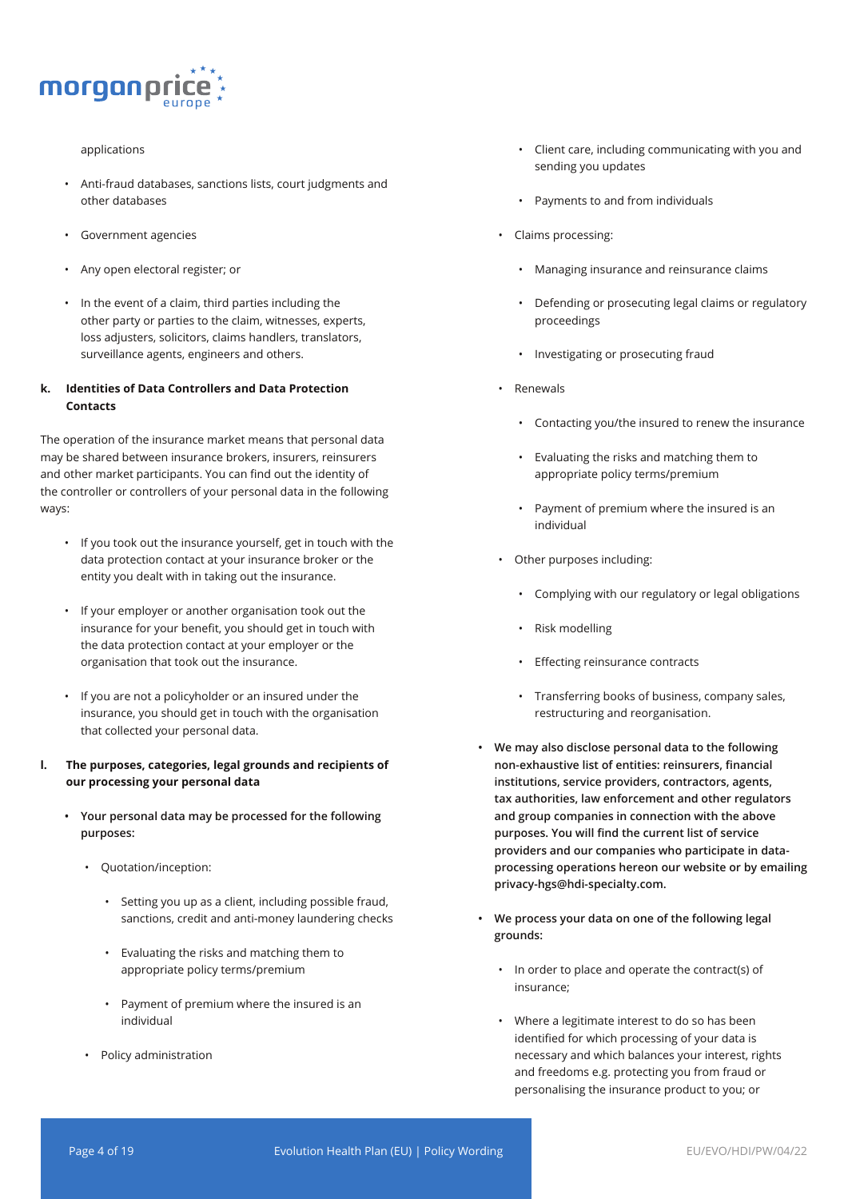applications

- Anti-fraud databases, sanctions lists, court judgments and other databases
- Government agencies
- Any open electoral register; or
- In the event of a claim, third parties including the other party or parties to the claim, witnesses, experts, loss adjusters, solicitors, claims handlers, translators, surveillance agents, engineers and others.

**k. Identities of Data Controllers and Data Protection Contacts**

The operation of the insurance market means that personal data may be shared between insurance brokers, insurers, reinsurers and other market participants. You can find out the identity of the controller or controllers of your personal data in the following ways:

- If you took out the insurance yourself, get in touch with the data protection contact at your insurance broker or the entity you dealt with in taking out the insurance.
- If your employer or another organisation took out the insurance for your benefit, you should get in touch with the data protection contact at your employer or the organisation that took out the insurance.
- If you are not a policyholder or an insured under the insurance, you should get in touch with the organisation that collected your personal data.

**l. The purposes, categories, legal grounds and recipients of our processing your personal data**

- **Your personal data may be processed for the following purposes:**
  - Quotation/inception:
    - Setting you up as a client, including possible fraud, sanctions, credit and anti-money laundering checks
    - Evaluating the risks and matching them to appropriate policy terms/premium
    - Payment of premium where the insured is an individual
  - Policy administration
    - Client care, including communicating with you and sending you updates
    - Payments to and from individuals
  - Claims processing:
    - Managing insurance and reinsurance claims
    - Defending or prosecuting legal claims or regulatory proceedings
    - Investigating or prosecuting fraud
  - Renewals
    - Contacting you/the insured to renew the insurance
    - Evaluating the risks and matching them to appropriate policy terms/premium
    - Payment of premium where the insured is an individual
  - Other purposes including:
    - Complying with our regulatory or legal obligations
    - Risk modelling
    - Effecting reinsurance contracts
    - Transferring books of business, company sales, restructuring and reorganisation.
- **We may also disclose personal data to the following non-exhaustive list of entities: reinsurers, financial institutions, service providers, contractors, agents, tax authorities, law enforcement and other regulators and group companies in connection with the above purposes. You will find the current list of service providers and our companies who participate in data-processing operations hereon our website or by emailing privacy-hgs@hdi-specialty.com.**
- **We process your data on one of the following legal grounds:**
  - In order to place and operate the contract(s) of insurance;
  - Where a legitimate interest to do so has been identified for which processing of your data is necessary and which balances your interest, rights and freedoms e.g. protecting you from fraud or personalising the insurance product to you; or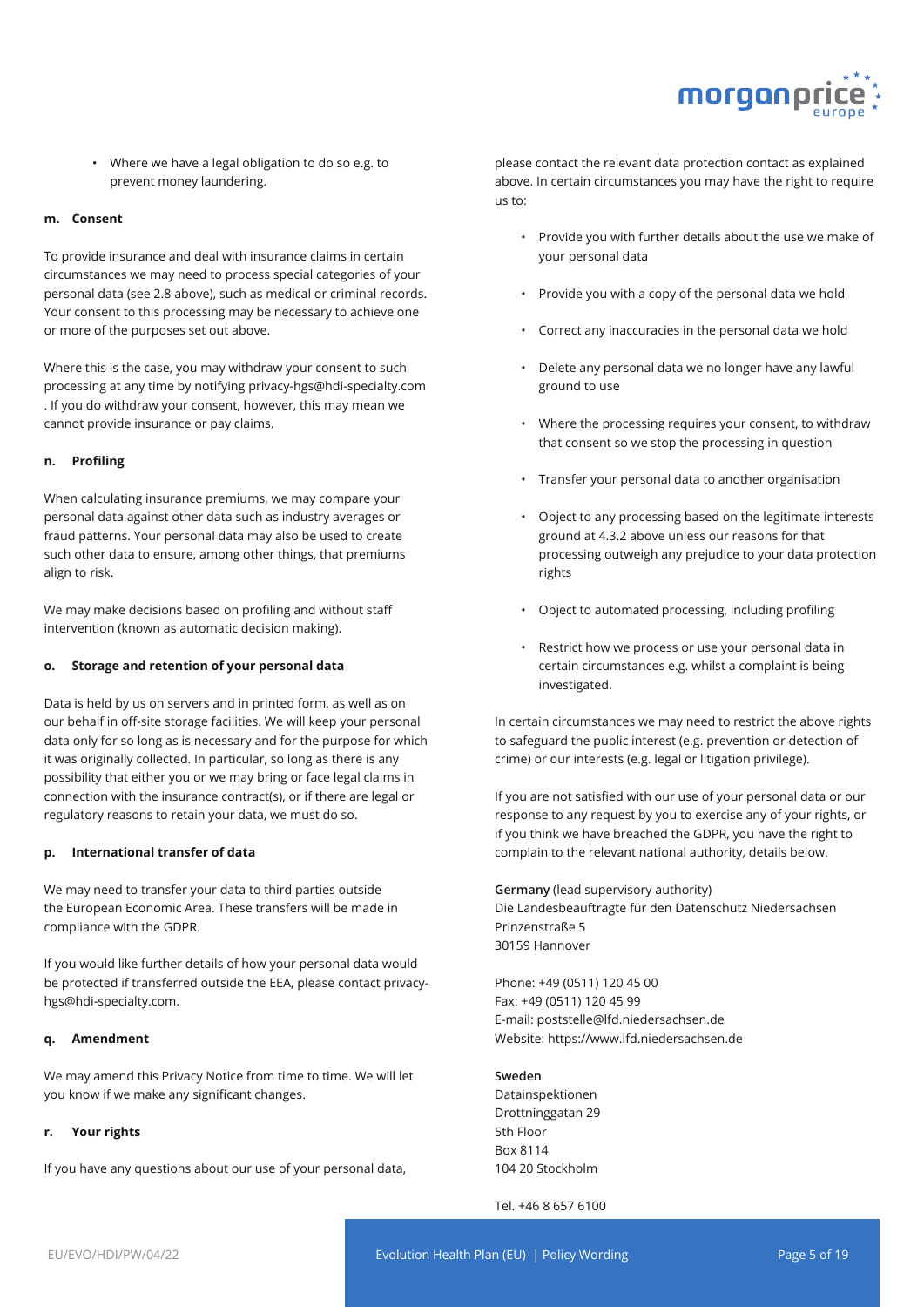- Where we have a legal obligation to do so e.g. to prevent money laundering.

#### m. Consent

To provide insurance and deal with insurance claims in certain circumstances we may need to process special categories of your personal data (see 2.8 above), such as medical or criminal records. Your consent to this processing may be necessary to achieve one or more of the purposes set out above.

Where this is the case, you may withdraw your consent to such processing at any time by notifying privacy-hgs@hdi-specialty.com . If you do withdraw your consent, however, this may mean we cannot provide insurance or pay claims.

#### n. Profiling

When calculating insurance premiums, we may compare your personal data against other data such as industry averages or fraud patterns. Your personal data may also be used to create such other data to ensure, among other things, that premiums align to risk.

We may make decisions based on profiling and without staff intervention (known as automatic decision making).

#### o. Storage and retention of your personal data

Data is held by us on servers and in printed form, as well as on our behalf in off-site storage facilities. We will keep your personal data only for so long as is necessary and for the purpose for which it was originally collected. In particular, so long as there is any possibility that either you or we may bring or face legal claims in connection with the insurance contract(s), or if there are legal or regulatory reasons to retain your data, we must do so.

#### p. International transfer of data

We may need to transfer your data to third parties outside the European Economic Area. These transfers will be made in compliance with the GDPR.

If you would like further details of how your personal data would be protected if transferred outside the EEA, please contact privacy-hgs@hdi-specialty.com.

#### q. Amendment

We may amend this Privacy Notice from time to time. We will let you know if we make any significant changes.

#### r. Your rights

If you have any questions about our use of your personal data, please contact the relevant data protection contact as explained above. In certain circumstances you may have the right to require us to:

- Provide you with further details about the use we make of your personal data
- Provide you with a copy of the personal data we hold
- Correct any inaccuracies in the personal data we hold
- Delete any personal data we no longer have any lawful ground to use
- Where the processing requires your consent, to withdraw that consent so we stop the processing in question
- Transfer your personal data to another organisation
- Object to any processing based on the legitimate interests ground at 4.3.2 above unless our reasons for that processing outweigh any prejudice to your data protection rights
- Object to automated processing, including profiling
- Restrict how we process or use your personal data in certain circumstances e.g. whilst a complaint is being investigated.

In certain circumstances we may need to restrict the above rights to safeguard the public interest (e.g. prevention or detection of crime) or our interests (e.g. legal or litigation privilege).

If you are not satisfied with our use of your personal data or our response to any request by you to exercise any of your rights, or if you think we have breached the GDPR, you have the right to complain to the relevant national authority, details below.

**Germany** (lead supervisory authority)
Die Landesbeauftragte für den Datenschutz Niedersachsen
Prinzenstraße 5
30159 Hannover

Phone: +49 (0511) 120 45 00
Fax: +49 (0511) 120 45 99
E-mail: poststelle@lfd.niedersachsen.de
Website: https://www.lfd.niedersachsen.de

**Sweden**
Datainspektionen
Drottninggatan 29
5th Floor
Box 8114
104 20 Stockholm

Tel. +46 8 657 6100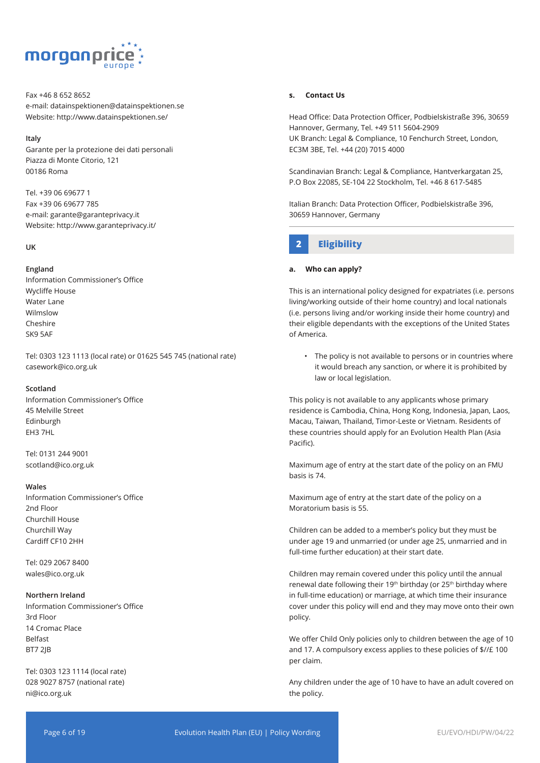Fax +46 8 652 8652
e-mail: datainspektionen@datainspektionen.se
Website: http://www.datainspektionen.se/

**Italy**
Garante per la protezione dei dati personali
Piazza di Monte Citorio, 121
00186 Roma

Tel. +39 06 69677 1
Fax +39 06 69677 785
e-mail: garante@garanteprivacy.it
Website: http://www.garanteprivacy.it/

**UK**

**England**
Information Commissioner's Office
Wycliffe House
Water Lane
Wilmslow
Cheshire
SK9 5AF

Tel: 0303 123 1113 (local rate) or 01625 545 745 (national rate)
casework@ico.org.uk

**Scotland**
Information Commissioner's Office
45 Melville Street
Edinburgh
EH3 7HL

Tel: 0131 244 9001
scotland@ico.org.uk

**Wales**
Information Commissioner's Office
2nd Floor
Churchill House
Churchill Way
Cardiff CF10 2HH

Tel: 029 2067 8400
wales@ico.org.uk

**Northern Ireland**
Information Commissioner's Office
3rd Floor
14 Cromac Place
Belfast
BT7 2JB

Tel: 0303 123 1114 (local rate)
028 9027 8757 (national rate)
ni@ico.org.uk

### s. Contact Us

Head Office: Data Protection Officer, Podbielskistraße 396, 30659 Hannover, Germany, Tel. +49 511 5604-2909
UK Branch: Legal & Compliance, 10 Fenchurch Street, London, EC3M 3BE, Tel. +44 (20) 7015 4000

Scandinavian Branch: Legal & Compliance, Hantverkargatan 25, P.O Box 22085, SE-104 22 Stockholm, Tel. +46 8 617-5485

Italian Branch: Data Protection Officer, Podbielskistraße 396, 30659 Hannover, Germany

## 2 Eligibility

### a. Who can apply?

This is an international policy designed for expatriates (i.e. persons living/working outside of their home country) and local nationals (i.e. persons living and/or working inside their home country) and their eligible dependants with the exceptions of the United States of America.

- The policy is not available to persons or in countries where it would breach any sanction, or where it is prohibited by law or local legislation.

This policy is not available to any applicants whose primary residence is Cambodia, China, Hong Kong, Indonesia, Japan, Laos, Macau, Taiwan, Thailand, Timor-Leste or Vietnam. Residents of these countries should apply for an Evolution Health Plan (Asia Pacific).

Maximum age of entry at the start date of the policy on an FMU basis is 74.

Maximum age of entry at the start date of the policy on a Moratorium basis is 55.

Children can be added to a member's policy but they must be under age 19 and unmarried (or under age 25, unmarried and in full-time further education) at their start date.

Children may remain covered under this policy until the annual renewal date following their 19th birthday (or 25th birthday where in full-time education) or marriage, at which time their insurance cover under this policy will end and they may move onto their own policy.

We offer Child Only policies only to children between the age of 10 and 17. A compulsory excess applies to these policies of $/£ 100 per claim.

Any children under the age of 10 have to have an adult covered on the policy.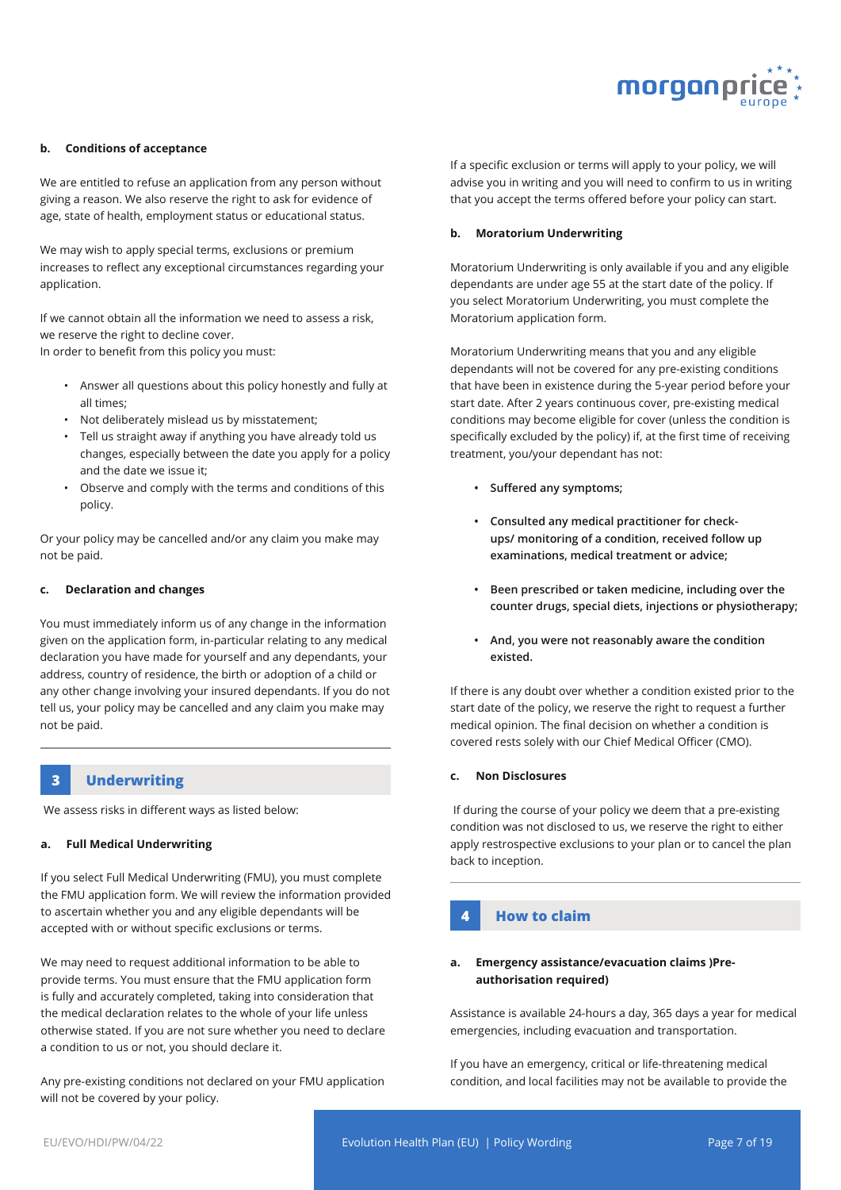**b. Conditions of acceptance**

We are entitled to refuse an application from any person without giving a reason. We also reserve the right to ask for evidence of age, state of health, employment status or educational status.

We may wish to apply special terms, exclusions or premium increases to reflect any exceptional circumstances regarding your application.

If we cannot obtain all the information we need to assess a risk, we reserve the right to decline cover.
In order to benefit from this policy you must:

- Answer all questions about this policy honestly and fully at all times;
- Not deliberately mislead us by misstatement;
- Tell us straight away if anything you have already told us changes, especially between the date you apply for a policy and the date we issue it;
- Observe and comply with the terms and conditions of this policy.

Or your policy may be cancelled and/or any claim you make may not be paid.

**c. Declaration and changes**

You must immediately inform us of any change in the information given on the application form, in-particular relating to any medical declaration you have made for yourself and any dependants, your address, country of residence, the birth or adoption of a child or any other change involving your insured dependants. If you do not tell us, your policy may be cancelled and any claim you make may not be paid.

## 3 Underwriting

We assess risks in different ways as listed below:

**a. Full Medical Underwriting**

If you select Full Medical Underwriting (FMU), you must complete the FMU application form. We will review the information provided to ascertain whether you and any eligible dependants will be accepted with or without specific exclusions or terms.

We may need to request additional information to be able to provide terms. You must ensure that the FMU application form is fully and accurately completed, taking into consideration that the medical declaration relates to the whole of your life unless otherwise stated. If you are not sure whether you need to declare a condition to us or not, you should declare it.

Any pre-existing conditions not declared on your FMU application will not be covered by your policy.

If a specific exclusion or terms will apply to your policy, we will advise you in writing and you will need to confirm to us in writing that you accept the terms offered before your policy can start.

**b. Moratorium Underwriting**

Moratorium Underwriting is only available if you and any eligible dependants are under age 55 at the start date of the policy. If you select Moratorium Underwriting, you must complete the Moratorium application form.

Moratorium Underwriting means that you and any eligible dependants will not be covered for any pre-existing conditions that have been in existence during the 5-year period before your start date. After 2 years continuous cover, pre-existing medical conditions may become eligible for cover (unless the condition is specifically excluded by the policy) if, at the first time of receiving treatment, you/your dependant has not:

- **Suffered any symptoms;**
- **Consulted any medical practitioner for check-ups/ monitoring of a condition, received follow up examinations, medical treatment or advice;**
- **Been prescribed or taken medicine, including over the counter drugs, special diets, injections or physiotherapy;**
- **And, you were not reasonably aware the condition existed.**

If there is any doubt over whether a condition existed prior to the start date of the policy, we reserve the right to request a further medical opinion. The final decision on whether a condition is covered rests solely with our Chief Medical Officer (CMO).

**c. Non Disclosures**

If during the course of your policy we deem that a pre-existing condition was not disclosed to us, we reserve the right to either apply restrospective exclusions to your plan or to cancel the plan back to inception.

## 4 How to claim

**a. Emergency assistance/evacuation claims )Pre-authorisation required)**

Assistance is available 24-hours a day, 365 days a year for medical emergencies, including evacuation and transportation.

If you have an emergency, critical or life-threatening medical condition, and local facilities may not be available to provide the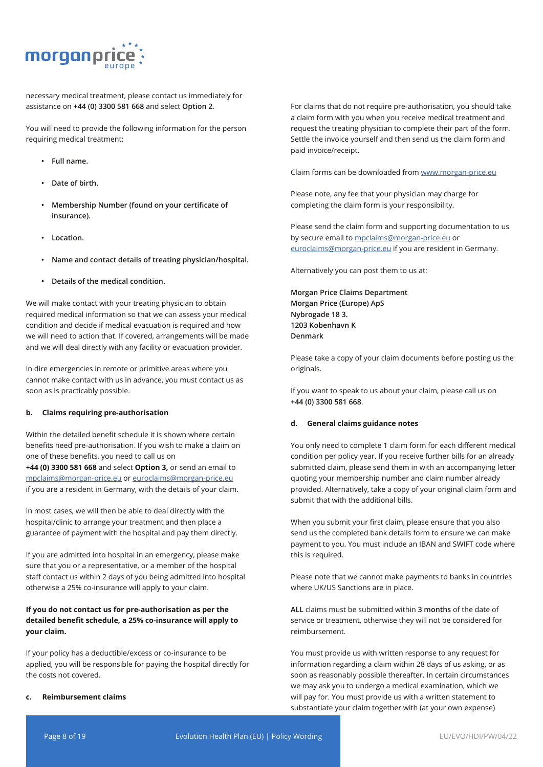necessary medical treatment, please contact us immediately for assistance on **+44 (0) 3300 581 668** and select **Option 2**.

You will need to provide the following information for the person requiring medical treatment:

- **Full name.**
- **Date of birth.**
- **Membership Number (found on your certificate of insurance).**
- **Location.**
- **Name and contact details of treating physician/hospital.**
- **Details of the medical condition.**

We will make contact with your treating physician to obtain required medical information so that we can assess your medical condition and decide if medical evacuation is required and how we will need to action that. If covered, arrangements will be made and we will deal directly with any facility or evacuation provider.

In dire emergencies in remote or primitive areas where you cannot make contact with us in advance, you must contact us as soon as is practicably possible.

**b. Claims requiring pre-authorisation**

Within the detailed benefit schedule it is shown where certain benefits need pre-authorisation. If you wish to make a claim on one of these benefits, you need to call us on **+44 (0) 3300 581 668** and select **Option 3,** or send an email to mpclaims@morgan-price.eu or euroclaims@morgan-price.eu if you are a resident in Germany, with the details of your claim.

In most cases, we will then be able to deal directly with the hospital/clinic to arrange your treatment and then place a guarantee of payment with the hospital and pay them directly.

If you are admitted into hospital in an emergency, please make sure that you or a representative, or a member of the hospital staff contact us within 2 days of you being admitted into hospital otherwise a 25% co-insurance will apply to your claim.

**If you do not contact us for pre-authorisation as per the detailed benefit schedule, a 25% co-insurance will apply to your claim.**

If your policy has a deductible/excess or co-insurance to be applied, you will be responsible for paying the hospital directly for the costs not covered.

**c. Reimbursement claims**

For claims that do not require pre-authorisation, you should take a claim form with you when you receive medical treatment and request the treating physician to complete their part of the form. Settle the invoice yourself and then send us the claim form and paid invoice/receipt.

Claim forms can be downloaded from www.morgan-price.eu

Please note, any fee that your physician may charge for completing the claim form is your responsibility.

Please send the claim form and supporting documentation to us by secure email to mpclaims@morgan-price.eu or euroclaims@morgan-price.eu if you are resident in Germany.

Alternatively you can post them to us at:

**Morgan Price Claims Department**
**Morgan Price (Europe) ApS**
**Nybrogade 18 3.**
**1203 Kobenhavn K**
**Denmark**

Please take a copy of your claim documents before posting us the originals.

If you want to speak to us about your claim, please call us on **+44 (0) 3300 581 668**.

**d. General claims guidance notes**

You only need to complete 1 claim form for each different medical condition per policy year. If you receive further bills for an already submitted claim, please send them in with an accompanying letter quoting your membership number and claim number already provided. Alternatively, take a copy of your original claim form and submit that with the additional bills.

When you submit your first claim, please ensure that you also send us the completed bank details form to ensure we can make payment to you. You must include an IBAN and SWIFT code where this is required.

Please note that we cannot make payments to banks in countries where UK/US Sanctions are in place.

**ALL** claims must be submitted within **3 months** of the date of service or treatment, otherwise they will not be considered for reimbursement.

You must provide us with written response to any request for information regarding a claim within 28 days of us asking, or as soon as reasonably possible thereafter. In certain circumstances we may ask you to undergo a medical examination, which we will pay for. You must provide us with a written statement to substantiate your claim together with (at your own expense)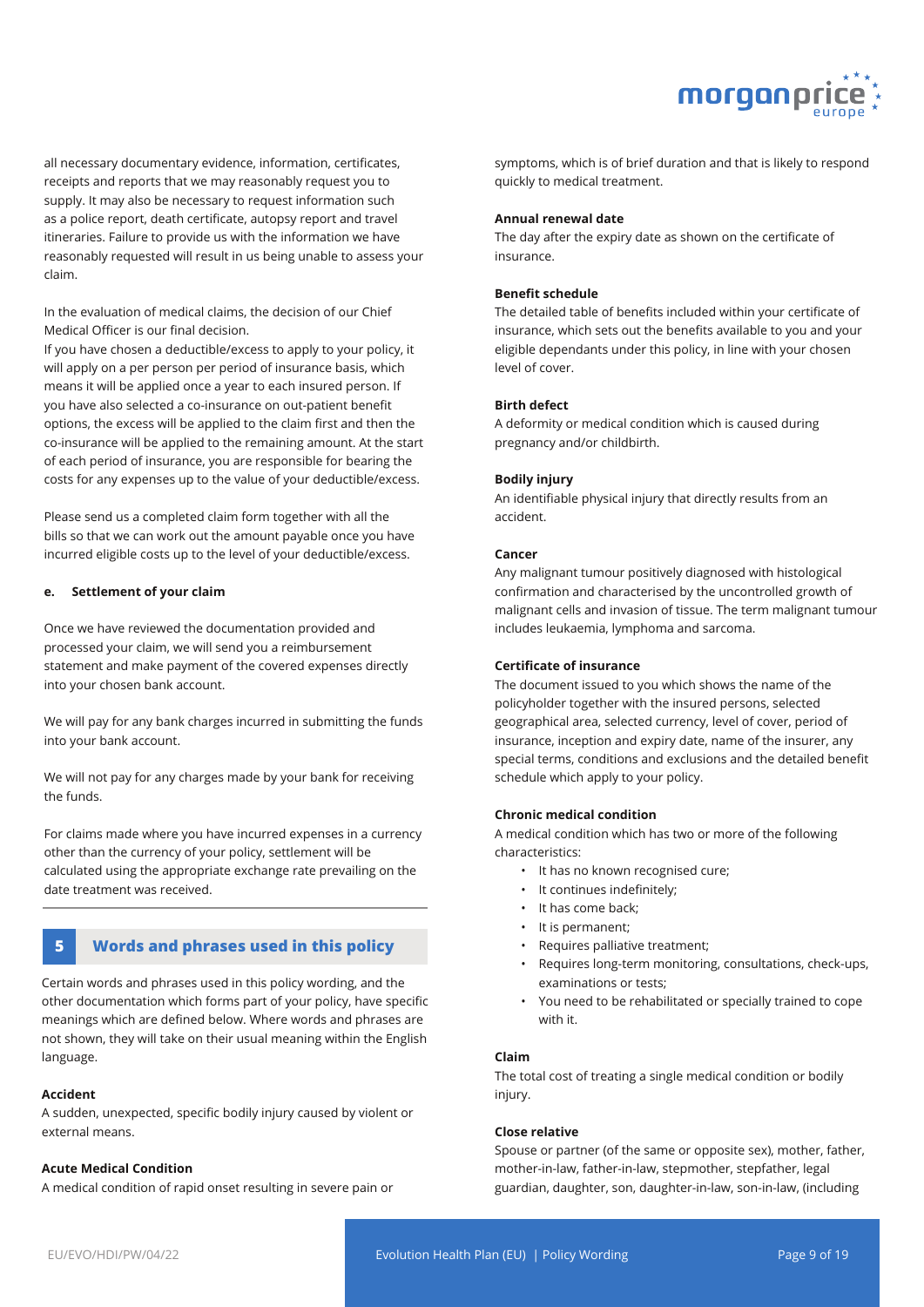all necessary documentary evidence, information, certificates, receipts and reports that we may reasonably request you to supply. It may also be necessary to request information such as a police report, death certificate, autopsy report and travel itineraries. Failure to provide us with the information we have reasonably requested will result in us being unable to assess your claim.

In the evaluation of medical claims, the decision of our Chief Medical Officer is our final decision.
If you have chosen a deductible/excess to apply to your policy, it will apply on a per person per period of insurance basis, which means it will be applied once a year to each insured person. If you have also selected a co-insurance on out-patient benefit options, the excess will be applied to the claim first and then the co-insurance will be applied to the remaining amount. At the start of each period of insurance, you are responsible for bearing the costs for any expenses up to the value of your deductible/excess.

Please send us a completed claim form together with all the bills so that we can work out the amount payable once you have incurred eligible costs up to the level of your deductible/excess.

**e. Settlement of your claim**

Once we have reviewed the documentation provided and processed your claim, we will send you a reimbursement statement and make payment of the covered expenses directly into your chosen bank account.

We will pay for any bank charges incurred in submitting the funds into your bank account.

We will not pay for any charges made by your bank for receiving the funds.

For claims made where you have incurred expenses in a currency other than the currency of your policy, settlement will be calculated using the appropriate exchange rate prevailing on the date treatment was received.

## 5 Words and phrases used in this policy

Certain words and phrases used in this policy wording, and the other documentation which forms part of your policy, have specific meanings which are defined below. Where words and phrases are not shown, they will take on their usual meaning within the English language.

**Accident**
A sudden, unexpected, specific bodily injury caused by violent or external means.

**Acute Medical Condition**
A medical condition of rapid onset resulting in severe pain or symptoms, which is of brief duration and that is likely to respond quickly to medical treatment.

**Annual renewal date**
The day after the expiry date as shown on the certificate of insurance.

**Benefit schedule**
The detailed table of benefits included within your certificate of insurance, which sets out the benefits available to you and your eligible dependants under this policy, in line with your chosen level of cover.

**Birth defect**
A deformity or medical condition which is caused during pregnancy and/or childbirth.

**Bodily injury**
An identifiable physical injury that directly results from an accident.

**Cancer**
Any malignant tumour positively diagnosed with histological confirmation and characterised by the uncontrolled growth of malignant cells and invasion of tissue. The term malignant tumour includes leukaemia, lymphoma and sarcoma.

**Certificate of insurance**
The document issued to you which shows the name of the policyholder together with the insured persons, selected geographical area, selected currency, level of cover, period of insurance, inception and expiry date, name of the insurer, any special terms, conditions and exclusions and the detailed benefit schedule which apply to your policy.

**Chronic medical condition**
A medical condition which has two or more of the following characteristics:

- It has no known recognised cure;
- It continues indefinitely;
- It has come back;
- It is permanent;
- Requires palliative treatment;
- Requires long-term monitoring, consultations, check-ups, examinations or tests;
- You need to be rehabilitated or specially trained to cope with it.

**Claim**
The total cost of treating a single medical condition or bodily injury.

**Close relative**
Spouse or partner (of the same or opposite sex), mother, father, mother-in-law, father-in-law, stepmother, stepfather, legal guardian, daughter, son, daughter-in-law, son-in-law, (including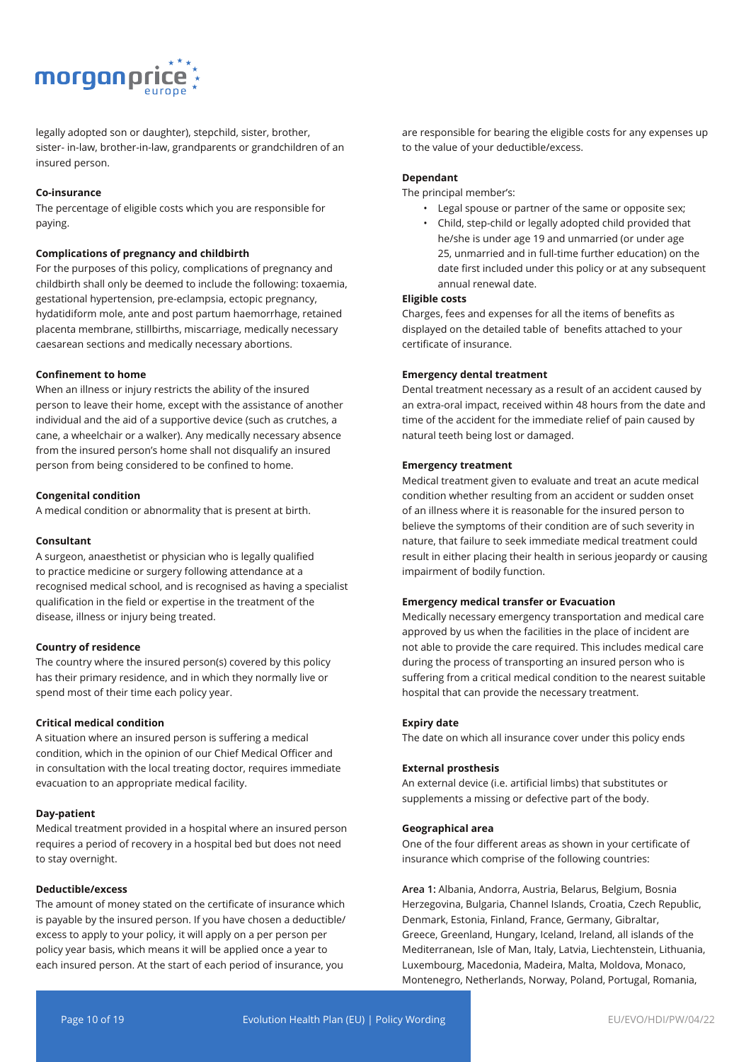legally adopted son or daughter), stepchild, sister, brother, sister- in-law, brother-in-law, grandparents or grandchildren of an insured person.

**Co-insurance**

The percentage of eligible costs which you are responsible for paying.

**Complications of pregnancy and childbirth**

For the purposes of this policy, complications of pregnancy and childbirth shall only be deemed to include the following: toxaemia, gestational hypertension, pre-eclampsia, ectopic pregnancy, hydatidiform mole, ante and post partum haemorrhage, retained placenta membrane, stillbirths, miscarriage, medically necessary caesarean sections and medically necessary abortions.

**Confinement to home**

When an illness or injury restricts the ability of the insured person to leave their home, except with the assistance of another individual and the aid of a supportive device (such as crutches, a cane, a wheelchair or a walker). Any medically necessary absence from the insured person's home shall not disqualify an insured person from being considered to be confined to home.

**Congenital condition**

A medical condition or abnormality that is present at birth.

**Consultant**

A surgeon, anaesthetist or physician who is legally qualified to practice medicine or surgery following attendance at a recognised medical school, and is recognised as having a specialist qualification in the field or expertise in the treatment of the disease, illness or injury being treated.

**Country of residence**

The country where the insured person(s) covered by this policy has their primary residence, and in which they normally live or spend most of their time each policy year.

**Critical medical condition**

A situation where an insured person is suffering a medical condition, which in the opinion of our Chief Medical Officer and in consultation with the local treating doctor, requires immediate evacuation to an appropriate medical facility.

**Day-patient**

Medical treatment provided in a hospital where an insured person requires a period of recovery in a hospital bed but does not need to stay overnight.

**Deductible/excess**

The amount of money stated on the certificate of insurance which is payable by the insured person. If you have chosen a deductible/ excess to apply to your policy, it will apply on a per person per policy year basis, which means it will be applied once a year to each insured person. At the start of each period of insurance, you are responsible for bearing the eligible costs for any expenses up to the value of your deductible/excess.

**Dependant**

The principal member's:

- Legal spouse or partner of the same or opposite sex;
- Child, step-child or legally adopted child provided that he/she is under age 19 and unmarried (or under age 25, unmarried and in full-time further education) on the date first included under this policy or at any subsequent annual renewal date.

**Eligible costs**

Charges, fees and expenses for all the items of benefits as displayed on the detailed table of benefits attached to your certificate of insurance.

**Emergency dental treatment**

Dental treatment necessary as a result of an accident caused by an extra-oral impact, received within 48 hours from the date and time of the accident for the immediate relief of pain caused by natural teeth being lost or damaged.

**Emergency treatment**

Medical treatment given to evaluate and treat an acute medical condition whether resulting from an accident or sudden onset of an illness where it is reasonable for the insured person to believe the symptoms of their condition are of such severity in nature, that failure to seek immediate medical treatment could result in either placing their health in serious jeopardy or causing impairment of bodily function.

**Emergency medical transfer or Evacuation**

Medically necessary emergency transportation and medical care approved by us when the facilities in the place of incident are not able to provide the care required. This includes medical care during the process of transporting an insured person who is suffering from a critical medical condition to the nearest suitable hospital that can provide the necessary treatment.

**Expiry date**

The date on which all insurance cover under this policy ends

**External prosthesis**

An external device (i.e. artificial limbs) that substitutes or supplements a missing or defective part of the body.

**Geographical area**

One of the four different areas as shown in your certificate of insurance which comprise of the following countries:

**Area 1:** Albania, Andorra, Austria, Belarus, Belgium, Bosnia Herzegovina, Bulgaria, Channel Islands, Croatia, Czech Republic, Denmark, Estonia, Finland, France, Germany, Gibraltar, Greece, Greenland, Hungary, Iceland, Ireland, all islands of the Mediterranean, Isle of Man, Italy, Latvia, Liechtenstein, Lithuania, Luxembourg, Macedonia, Madeira, Malta, Moldova, Monaco, Montenegro, Netherlands, Norway, Poland, Portugal, Romania,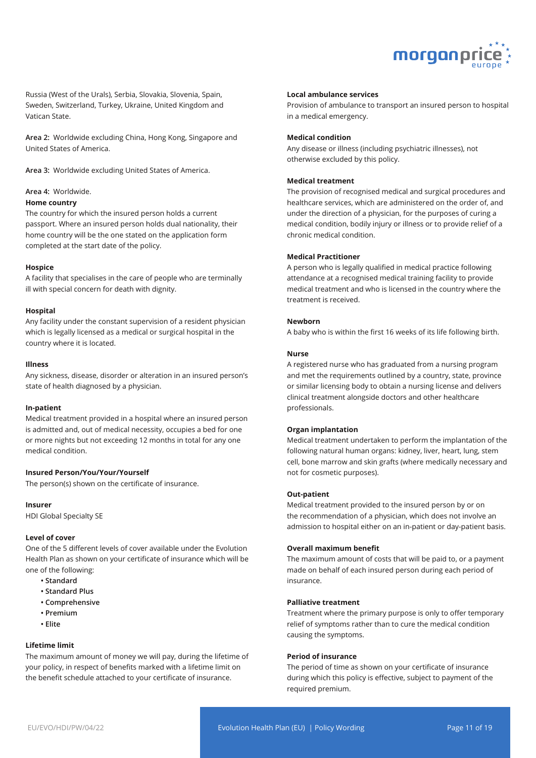Russia (West of the Urals), Serbia, Slovakia, Slovenia, Spain, Sweden, Switzerland, Turkey, Ukraine, United Kingdom and Vatican State.

**Area 2:** Worldwide excluding China, Hong Kong, Singapore and United States of America.

**Area 3:** Worldwide excluding United States of America.

**Area 4:** Worldwide.

**Home country**

The country for which the insured person holds a current passport. Where an insured person holds dual nationality, their home country will be the one stated on the application form completed at the start date of the policy.

**Hospice**

A facility that specialises in the care of people who are terminally ill with special concern for death with dignity.

**Hospital**

Any facility under the constant supervision of a resident physician which is legally licensed as a medical or surgical hospital in the country where it is located.

**Illness**

Any sickness, disease, disorder or alteration in an insured person's state of health diagnosed by a physician.

**In-patient**

Medical treatment provided in a hospital where an insured person is admitted and, out of medical necessity, occupies a bed for one or more nights but not exceeding 12 months in total for any one medical condition.

**Insured Person/You/Your/Yourself**

The person(s) shown on the certificate of insurance.

**Insurer**

HDI Global Specialty SE

**Level of cover**

One of the 5 different levels of cover available under the Evolution Health Plan as shown on your certificate of insurance which will be one of the following:

- **Standard**
- **Standard Plus**
- **Comprehensive**
- **Premium**
- **Elite**

**Lifetime limit**

The maximum amount of money we will pay, during the lifetime of your policy, in respect of benefits marked with a lifetime limit on the benefit schedule attached to your certificate of insurance.

**Local ambulance services**

Provision of ambulance to transport an insured person to hospital in a medical emergency.

**Medical condition**

Any disease or illness (including psychiatric illnesses), not otherwise excluded by this policy.

**Medical treatment**

The provision of recognised medical and surgical procedures and healthcare services, which are administered on the order of, and under the direction of a physician, for the purposes of curing a medical condition, bodily injury or illness or to provide relief of a chronic medical condition.

**Medical Practitioner**

A person who is legally qualified in medical practice following attendance at a recognised medical training facility to provide medical treatment and who is licensed in the country where the treatment is received.

**Newborn**

A baby who is within the first 16 weeks of its life following birth.

**Nurse**

A registered nurse who has graduated from a nursing program and met the requirements outlined by a country, state, province or similar licensing body to obtain a nursing license and delivers clinical treatment alongside doctors and other healthcare professionals.

**Organ implantation**

Medical treatment undertaken to perform the implantation of the following natural human organs: kidney, liver, heart, lung, stem cell, bone marrow and skin grafts (where medically necessary and not for cosmetic purposes).

**Out-patient**

Medical treatment provided to the insured person by or on the recommendation of a physician, which does not involve an admission to hospital either on an in-patient or day-patient basis.

**Overall maximum benefit**

The maximum amount of costs that will be paid to, or a payment made on behalf of each insured person during each period of insurance.

**Palliative treatment**

Treatment where the primary purpose is only to offer temporary relief of symptoms rather than to cure the medical condition causing the symptoms.

**Period of insurance**

The period of time as shown on your certificate of insurance during which this policy is effective, subject to payment of the required premium.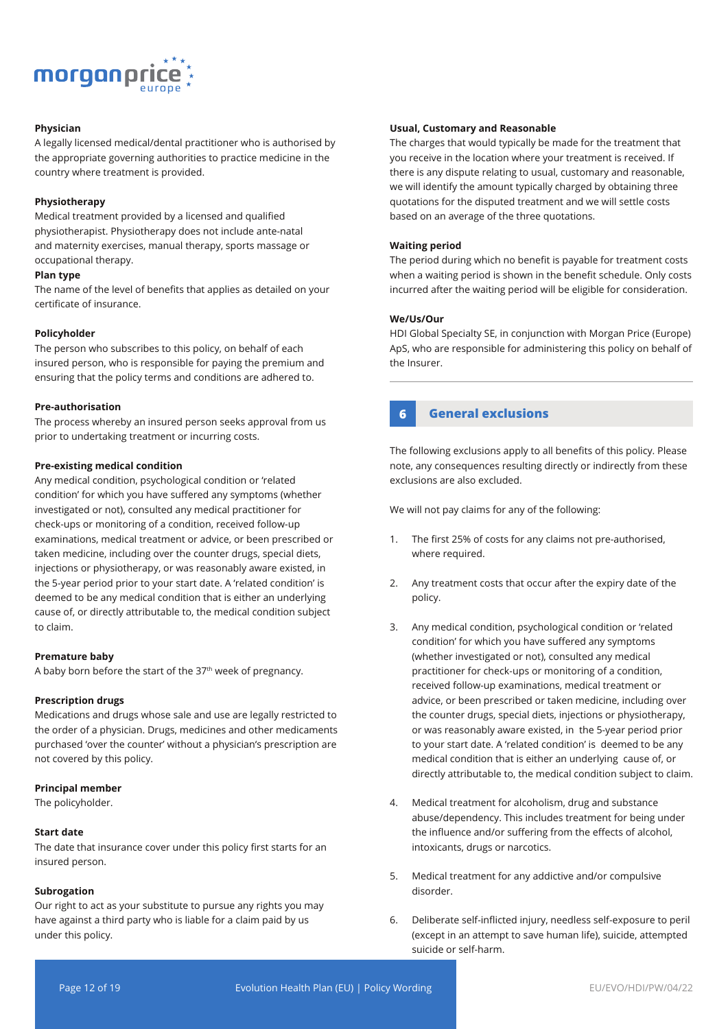### Physician

A legally licensed medical/dental practitioner who is authorised by the appropriate governing authorities to practice medicine in the country where treatment is provided.

### Physiotherapy

Medical treatment provided by a licensed and qualified physiotherapist. Physiotherapy does not include ante-natal and maternity exercises, manual therapy, sports massage or occupational therapy.

### Plan type

The name of the level of benefits that applies as detailed on your certificate of insurance.

### Policyholder

The person who subscribes to this policy, on behalf of each insured person, who is responsible for paying the premium and ensuring that the policy terms and conditions are adhered to.

### Pre-authorisation

The process whereby an insured person seeks approval from us prior to undertaking treatment or incurring costs.

### Pre-existing medical condition

Any medical condition, psychological condition or 'related condition' for which you have suffered any symptoms (whether investigated or not), consulted any medical practitioner for check-ups or monitoring of a condition, received follow-up examinations, medical treatment or advice, or been prescribed or taken medicine, including over the counter drugs, special diets, injections or physiotherapy, or was reasonably aware existed, in the 5-year period prior to your start date. A 'related condition' is deemed to be any medical condition that is either an underlying cause of, or directly attributable to, the medical condition subject to claim.

### Premature baby

A baby born before the start of the 37th week of pregnancy.

### Prescription drugs

Medications and drugs whose sale and use are legally restricted to the order of a physician. Drugs, medicines and other medicaments purchased 'over the counter' without a physician's prescription are not covered by this policy.

### Principal member

The policyholder.

### Start date

The date that insurance cover under this policy first starts for an insured person.

### Subrogation

Our right to act as your substitute to pursue any rights you may have against a third party who is liable for a claim paid by us under this policy.

### Usual, Customary and Reasonable

The charges that would typically be made for the treatment that you receive in the location where your treatment is received. If there is any dispute relating to usual, customary and reasonable, we will identify the amount typically charged by obtaining three quotations for the disputed treatment and we will settle costs based on an average of the three quotations.

### Waiting period

The period during which no benefit is payable for treatment costs when a waiting period is shown in the benefit schedule. Only costs incurred after the waiting period will be eligible for consideration.

### We/Us/Our

HDI Global Specialty SE, in conjunction with Morgan Price (Europe) ApS, who are responsible for administering this policy on behalf of the Insurer.

## 6 General exclusions

The following exclusions apply to all benefits of this policy. Please note, any consequences resulting directly or indirectly from these exclusions are also excluded.

We will not pay claims for any of the following:

1. The first 25% of costs for any claims not pre-authorised, where required.
2. Any treatment costs that occur after the expiry date of the policy.
3. Any medical condition, psychological condition or 'related condition' for which you have suffered any symptoms (whether investigated or not), consulted any medical practitioner for check-ups or monitoring of a condition, received follow-up examinations, medical treatment or advice, or been prescribed or taken medicine, including over the counter drugs, special diets, injections or physiotherapy, or was reasonably aware existed, in the 5-year period prior to your start date. A 'related condition' is deemed to be any medical condition that is either an underlying cause of, or directly attributable to, the medical condition subject to claim.
4. Medical treatment for alcoholism, drug and substance abuse/dependency. This includes treatment for being under the influence and/or suffering from the effects of alcohol, intoxicants, drugs or narcotics.
5. Medical treatment for any addictive and/or compulsive disorder.
6. Deliberate self-inflicted injury, needless self-exposure to peril (except in an attempt to save human life), suicide, attempted suicide or self-harm.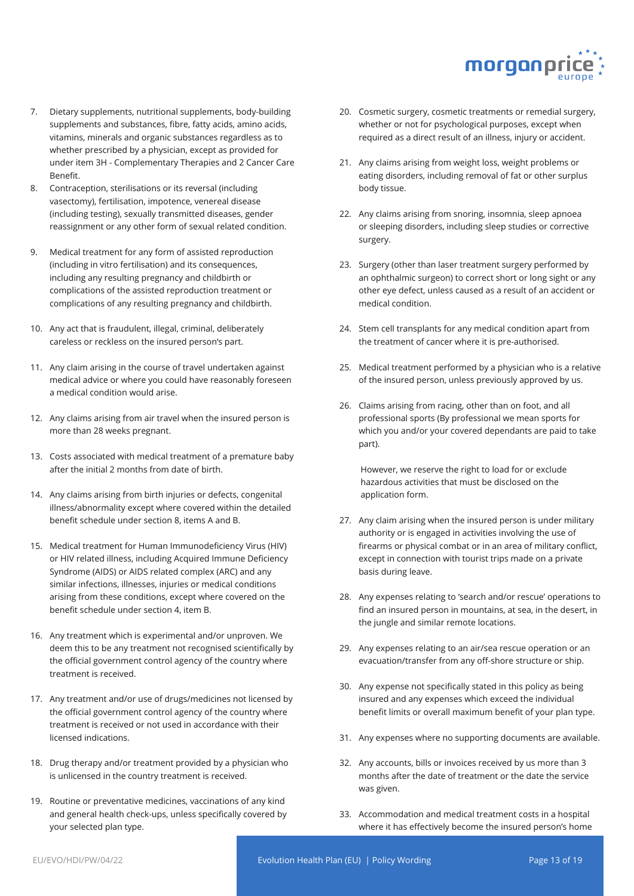7. Dietary supplements, nutritional supplements, body-building supplements and substances, fibre, fatty acids, amino acids, vitamins, minerals and organic substances regardless as to whether prescribed by a physician, except as provided for under item 3H - Complementary Therapies and 2 Cancer Care Benefit.
8. Contraception, sterilisations or its reversal (including vasectomy), fertilisation, impotence, venereal disease (including testing), sexually transmitted diseases, gender reassignment or any other form of sexual related condition.
9. Medical treatment for any form of assisted reproduction (including in vitro fertilisation) and its consequences, including any resulting pregnancy and childbirth or complications of the assisted reproduction treatment or complications of any resulting pregnancy and childbirth.
10. Any act that is fraudulent, illegal, criminal, deliberately careless or reckless on the insured person's part.
11. Any claim arising in the course of travel undertaken against medical advice or where you could have reasonably foreseen a medical condition would arise.
12. Any claims arising from air travel when the insured person is more than 28 weeks pregnant.
13. Costs associated with medical treatment of a premature baby after the initial 2 months from date of birth.
14. Any claims arising from birth injuries or defects, congenital illness/abnormality except where covered within the detailed benefit schedule under section 8, items A and B.
15. Medical treatment for Human Immunodeficiency Virus (HIV) or HIV related illness, including Acquired Immune Deficiency Syndrome (AIDS) or AIDS related complex (ARC) and any similar infections, illnesses, injuries or medical conditions arising from these conditions, except where covered on the benefit schedule under section 4, item B.
16. Any treatment which is experimental and/or unproven. We deem this to be any treatment not recognised scientifically by the official government control agency of the country where treatment is received.
17. Any treatment and/or use of drugs/medicines not licensed by the official government control agency of the country where treatment is received or not used in accordance with their licensed indications.
18. Drug therapy and/or treatment provided by a physician who is unlicensed in the country treatment is received.
19. Routine or preventative medicines, vaccinations of any kind and general health check-ups, unless specifically covered by your selected plan type.
20. Cosmetic surgery, cosmetic treatments or remedial surgery, whether or not for psychological purposes, except when required as a direct result of an illness, injury or accident.
21. Any claims arising from weight loss, weight problems or eating disorders, including removal of fat or other surplus body tissue.
22. Any claims arising from snoring, insomnia, sleep apnoea or sleeping disorders, including sleep studies or corrective surgery.
23. Surgery (other than laser treatment surgery performed by an ophthalmic surgeon) to correct short or long sight or any other eye defect, unless caused as a result of an accident or medical condition.
24. Stem cell transplants for any medical condition apart from the treatment of cancer where it is pre-authorised.
25. Medical treatment performed by a physician who is a relative of the insured person, unless previously approved by us.
26. Claims arising from racing, other than on foot, and all professional sports (By professional we mean sports for which you and/or your covered dependants are paid to take part).

    However, we reserve the right to load for or exclude hazardous activities that must be disclosed on the application form.
27. Any claim arising when the insured person is under military authority or is engaged in activities involving the use of firearms or physical combat or in an area of military conflict, except in connection with tourist trips made on a private basis during leave.
28. Any expenses relating to 'search and/or rescue' operations to find an insured person in mountains, at sea, in the desert, in the jungle and similar remote locations.
29. Any expenses relating to an air/sea rescue operation or an evacuation/transfer from any off-shore structure or ship.
30. Any expense not specifically stated in this policy as being insured and any expenses which exceed the individual benefit limits or overall maximum benefit of your plan type.
31. Any expenses where no supporting documents are available.
32. Any accounts, bills or invoices received by us more than 3 months after the date of treatment or the date the service was given.
33. Accommodation and medical treatment costs in a hospital where it has effectively become the insured person's home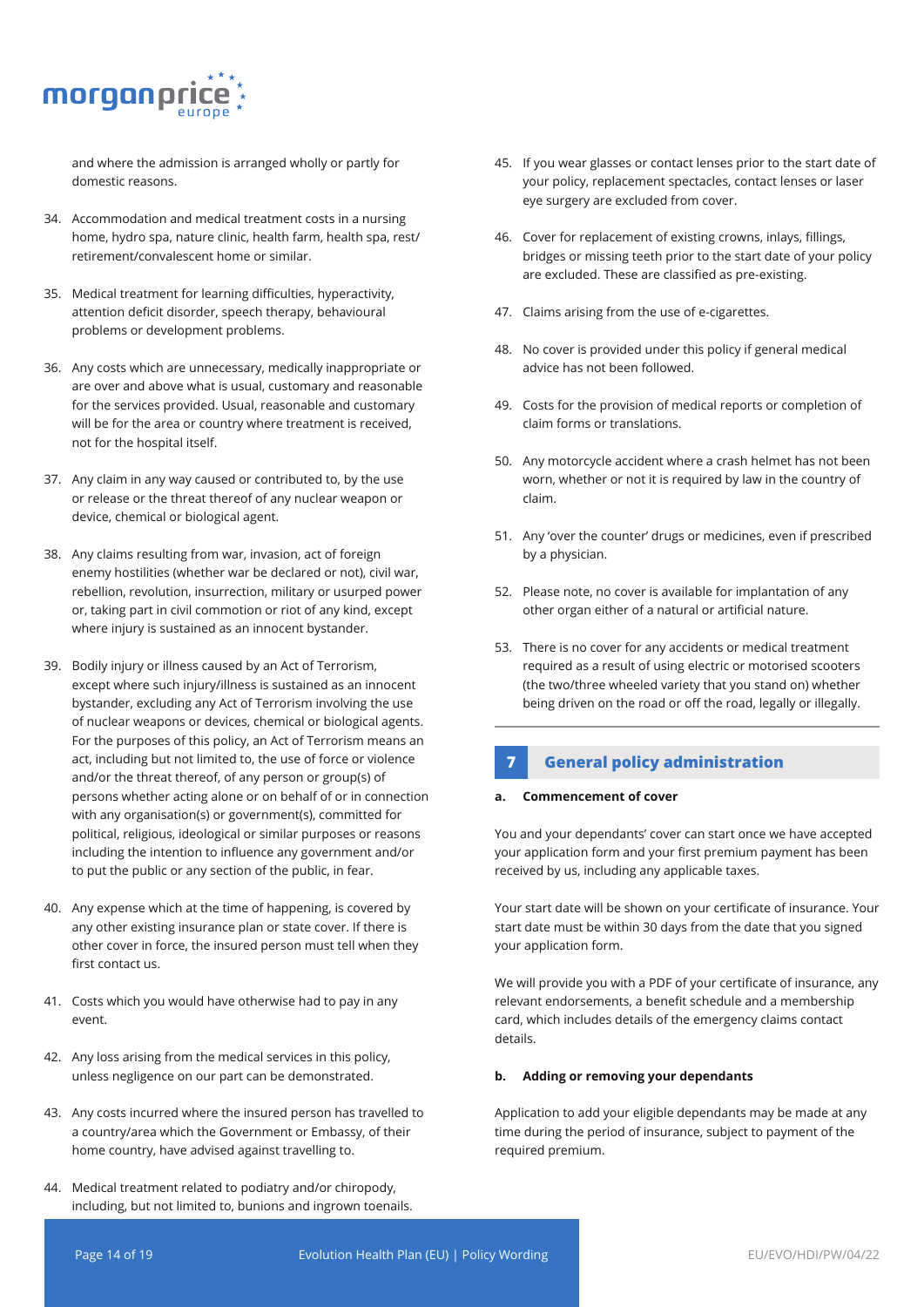and where the admission is arranged wholly or partly for domestic reasons.

34. Accommodation and medical treatment costs in a nursing home, hydro spa, nature clinic, health farm, health spa, rest/ retirement/convalescent home or similar.

35. Medical treatment for learning difficulties, hyperactivity, attention deficit disorder, speech therapy, behavioural problems or development problems.

36. Any costs which are unnecessary, medically inappropriate or are over and above what is usual, customary and reasonable for the services provided. Usual, reasonable and customary will be for the area or country where treatment is received, not for the hospital itself.

37. Any claim in any way caused or contributed to, by the use or release or the threat thereof of any nuclear weapon or device, chemical or biological agent.

38. Any claims resulting from war, invasion, act of foreign enemy hostilities (whether war be declared or not), civil war, rebellion, revolution, insurrection, military or usurped power or, taking part in civil commotion or riot of any kind, except where injury is sustained as an innocent bystander.

39. Bodily injury or illness caused by an Act of Terrorism, except where such injury/illness is sustained as an innocent bystander, excluding any Act of Terrorism involving the use of nuclear weapons or devices, chemical or biological agents. For the purposes of this policy, an Act of Terrorism means an act, including but not limited to, the use of force or violence and/or the threat thereof, of any person or group(s) of persons whether acting alone or on behalf of or in connection with any organisation(s) or government(s), committed for political, religious, ideological or similar purposes or reasons including the intention to influence any government and/or to put the public or any section of the public, in fear.

40. Any expense which at the time of happening, is covered by any other existing insurance plan or state cover. If there is other cover in force, the insured person must tell when they first contact us.

41. Costs which you would have otherwise had to pay in any event.

42. Any loss arising from the medical services in this policy, unless negligence on our part can be demonstrated.

43. Any costs incurred where the insured person has travelled to a country/area which the Government or Embassy, of their home country, have advised against travelling to.

44. Medical treatment related to podiatry and/or chiropody, including, but not limited to, bunions and ingrown toenails.

45. If you wear glasses or contact lenses prior to the start date of your policy, replacement spectacles, contact lenses or laser eye surgery are excluded from cover.

46. Cover for replacement of existing crowns, inlays, fillings, bridges or missing teeth prior to the start date of your policy are excluded. These are classified as pre-existing.

47. Claims arising from the use of e-cigarettes.

48. No cover is provided under this policy if general medical advice has not been followed.

49. Costs for the provision of medical reports or completion of claim forms or translations.

50. Any motorcycle accident where a crash helmet has not been worn, whether or not it is required by law in the country of claim.

51. Any 'over the counter' drugs or medicines, even if prescribed by a physician.

52. Please note, no cover is available for implantation of any other organ either of a natural or artificial nature.

53. There is no cover for any accidents or medical treatment required as a result of using electric or motorised scooters (the two/three wheeled variety that you stand on) whether being driven on the road or off the road, legally or illegally.

## 7 General policy administration

### a. Commencement of cover

You and your dependants' cover can start once we have accepted your application form and your first premium payment has been received by us, including any applicable taxes.

Your start date will be shown on your certificate of insurance. Your start date must be within 30 days from the date that you signed your application form.

We will provide you with a PDF of your certificate of insurance, any relevant endorsements, a benefit schedule and a membership card, which includes details of the emergency claims contact details.

### b. Adding or removing your dependants

Application to add your eligible dependants may be made at any time during the period of insurance, subject to payment of the required premium.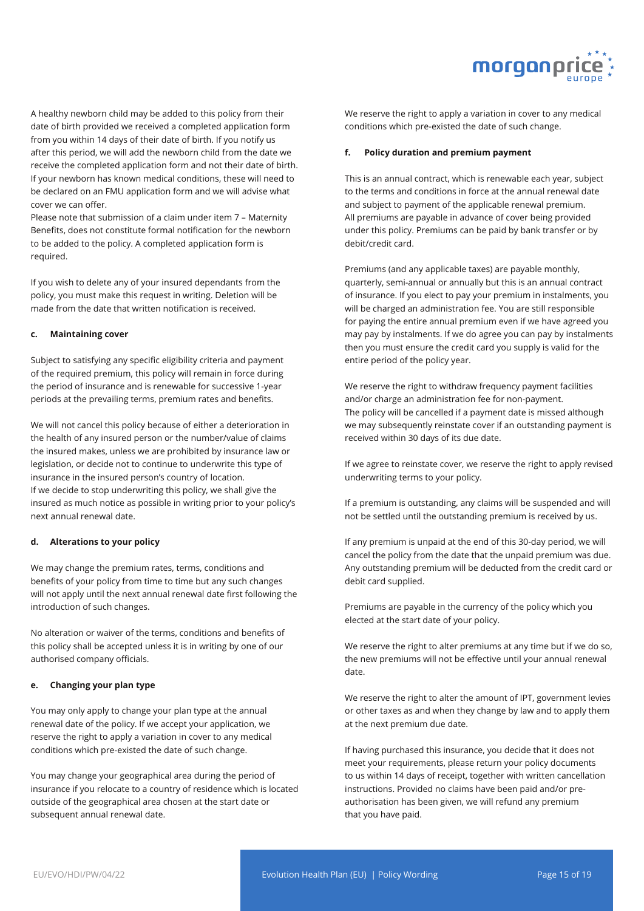A healthy newborn child may be added to this policy from their date of birth provided we received a completed application form from you within 14 days of their date of birth. If you notify us after this period, we will add the newborn child from the date we receive the completed application form and not their date of birth. If your newborn has known medical conditions, these will need to be declared on an FMU application form and we will advise what cover we can offer.

Please note that submission of a claim under item 7 – Maternity Benefits, does not constitute formal notification for the newborn to be added to the policy. A completed application form is required.

If you wish to delete any of your insured dependants from the policy, you must make this request in writing. Deletion will be made from the date that written notification is received.

#### c. Maintaining cover

Subject to satisfying any specific eligibility criteria and payment of the required premium, this policy will remain in force during the period of insurance and is renewable for successive 1-year periods at the prevailing terms, premium rates and benefits.

We will not cancel this policy because of either a deterioration in the health of any insured person or the number/value of claims the insured makes, unless we are prohibited by insurance law or legislation, or decide not to continue to underwrite this type of insurance in the insured person's country of location.

If we decide to stop underwriting this policy, we shall give the insured as much notice as possible in writing prior to your policy's next annual renewal date.

#### d. Alterations to your policy

We may change the premium rates, terms, conditions and benefits of your policy from time to time but any such changes will not apply until the next annual renewal date first following the introduction of such changes.

No alteration or waiver of the terms, conditions and benefits of this policy shall be accepted unless it is in writing by one of our authorised company officials.

#### e. Changing your plan type

You may only apply to change your plan type at the annual renewal date of the policy. If we accept your application, we reserve the right to apply a variation in cover to any medical conditions which pre-existed the date of such change.

You may change your geographical area during the period of insurance if you relocate to a country of residence which is located outside of the geographical area chosen at the start date or subsequent annual renewal date.

We reserve the right to apply a variation in cover to any medical conditions which pre-existed the date of such change.

#### f. Policy duration and premium payment

This is an annual contract, which is renewable each year, subject to the terms and conditions in force at the annual renewal date and subject to payment of the applicable renewal premium.

All premiums are payable in advance of cover being provided under this policy. Premiums can be paid by bank transfer or by debit/credit card.

Premiums (and any applicable taxes) are payable monthly, quarterly, semi-annual or annually but this is an annual contract of insurance. If you elect to pay your premium in instalments, you will be charged an administration fee. You are still responsible for paying the entire annual premium even if we have agreed you may pay by instalments. If we do agree you can pay by instalments then you must ensure the credit card you supply is valid for the entire period of the policy year.

We reserve the right to withdraw frequency payment facilities and/or charge an administration fee for non-payment.

The policy will be cancelled if a payment date is missed although we may subsequently reinstate cover if an outstanding payment is received within 30 days of its due date.

If we agree to reinstate cover, we reserve the right to apply revised underwriting terms to your policy.

If a premium is outstanding, any claims will be suspended and will not be settled until the outstanding premium is received by us.

If any premium is unpaid at the end of this 30-day period, we will cancel the policy from the date that the unpaid premium was due. Any outstanding premium will be deducted from the credit card or debit card supplied.

Premiums are payable in the currency of the policy which you elected at the start date of your policy.

We reserve the right to alter premiums at any time but if we do so, the new premiums will not be effective until your annual renewal date.

We reserve the right to alter the amount of IPT, government levies or other taxes as and when they change by law and to apply them at the next premium due date.

If having purchased this insurance, you decide that it does not meet your requirements, please return your policy documents to us within 14 days of receipt, together with written cancellation instructions. Provided no claims have been paid and/or pre-authorisation has been given, we will refund any premium that you have paid.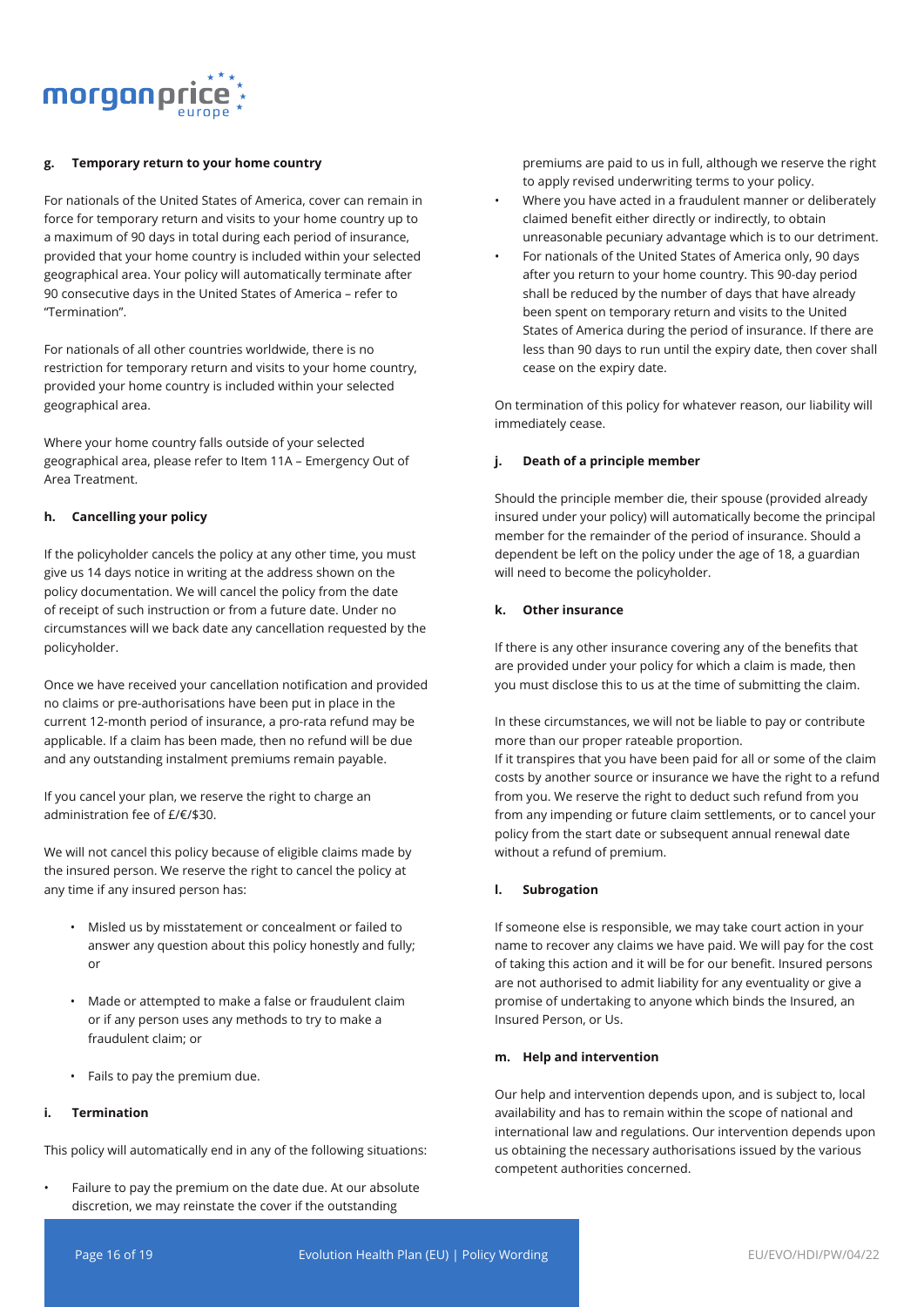#### g. Temporary return to your home country

For nationals of the United States of America, cover can remain in force for temporary return and visits to your home country up to a maximum of 90 days in total during each period of insurance, provided that your home country is included within your selected geographical area. Your policy will automatically terminate after 90 consecutive days in the United States of America – refer to "Termination".

For nationals of all other countries worldwide, there is no restriction for temporary return and visits to your home country, provided your home country is included within your selected geographical area.

Where your home country falls outside of your selected geographical area, please refer to Item 11A – Emergency Out of Area Treatment.

#### h. Cancelling your policy

If the policyholder cancels the policy at any other time, you must give us 14 days notice in writing at the address shown on the policy documentation. We will cancel the policy from the date of receipt of such instruction or from a future date. Under no circumstances will we back date any cancellation requested by the policyholder.

Once we have received your cancellation notification and provided no claims or pre-authorisations have been put in place in the current 12-month period of insurance, a pro-rata refund may be applicable. If a claim has been made, then no refund will be due and any outstanding instalment premiums remain payable.

If you cancel your plan, we reserve the right to charge an administration fee of £/€/$30.

We will not cancel this policy because of eligible claims made by the insured person. We reserve the right to cancel the policy at any time if any insured person has:

- Misled us by misstatement or concealment or failed to answer any question about this policy honestly and fully; or
- Made or attempted to make a false or fraudulent claim or if any person uses any methods to try to make a fraudulent claim; or
- Fails to pay the premium due.

#### i. Termination

This policy will automatically end in any of the following situations:

- Failure to pay the premium on the date due. At our absolute discretion, we may reinstate the cover if the outstanding premiums are paid to us in full, although we reserve the right to apply revised underwriting terms to your policy.
- Where you have acted in a fraudulent manner or deliberately claimed benefit either directly or indirectly, to obtain unreasonable pecuniary advantage which is to our detriment.
- For nationals of the United States of America only, 90 days after you return to your home country. This 90-day period shall be reduced by the number of days that have already been spent on temporary return and visits to the United States of America during the period of insurance. If there are less than 90 days to run until the expiry date, then cover shall cease on the expiry date.

On termination of this policy for whatever reason, our liability will immediately cease.

#### j. Death of a principle member

Should the principle member die, their spouse (provided already insured under your policy) will automatically become the principal member for the remainder of the period of insurance. Should a dependent be left on the policy under the age of 18, a guardian will need to become the policyholder.

#### k. Other insurance

If there is any other insurance covering any of the benefits that are provided under your policy for which a claim is made, then you must disclose this to us at the time of submitting the claim.

In these circumstances, we will not be liable to pay or contribute more than our proper rateable proportion.
If it transpires that you have been paid for all or some of the claim costs by another source or insurance we have the right to a refund from you. We reserve the right to deduct such refund from you from any impending or future claim settlements, or to cancel your policy from the start date or subsequent annual renewal date without a refund of premium.

#### l. Subrogation

If someone else is responsible, we may take court action in your name to recover any claims we have paid. We will pay for the cost of taking this action and it will be for our benefit. Insured persons are not authorised to admit liability for any eventuality or give a promise of undertaking to anyone which binds the Insured, an Insured Person, or Us.

#### m. Help and intervention

Our help and intervention depends upon, and is subject to, local availability and has to remain within the scope of national and international law and regulations. Our intervention depends upon us obtaining the necessary authorisations issued by the various competent authorities concerned.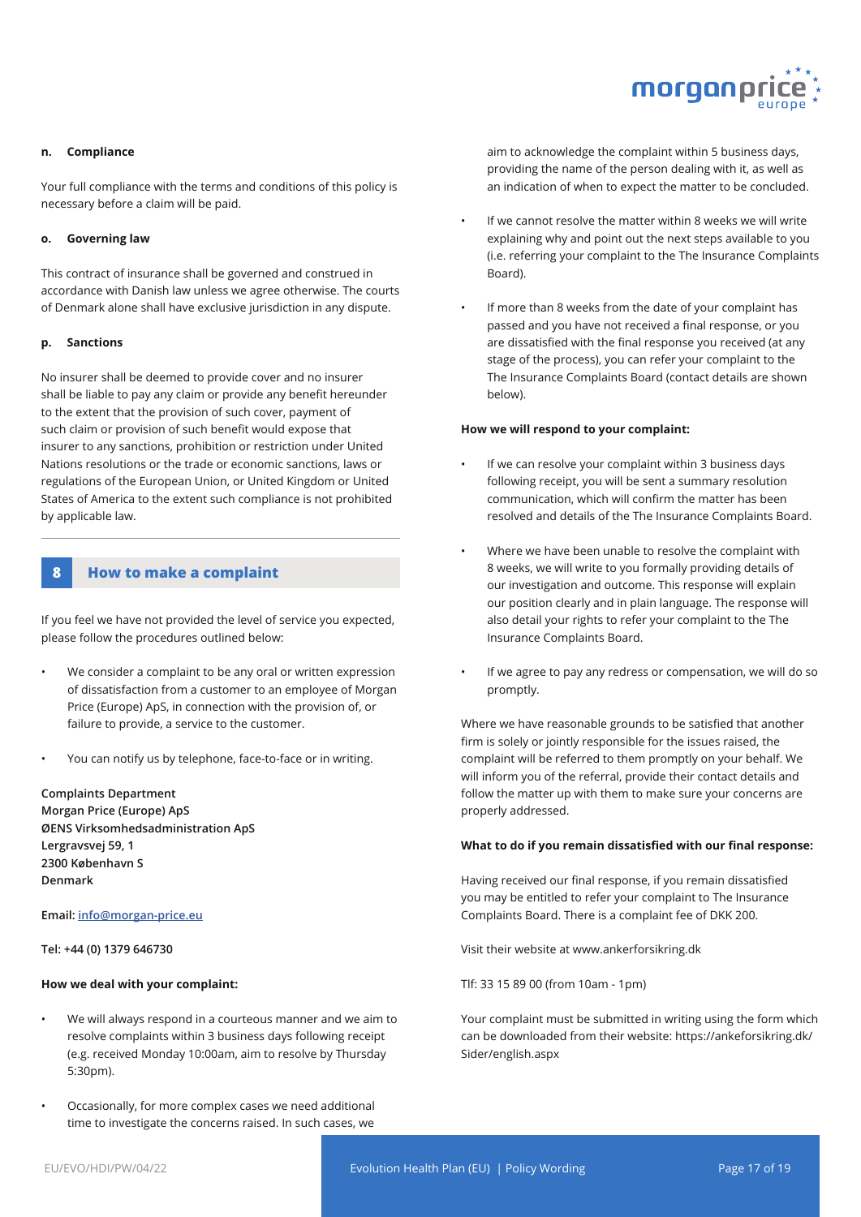**n. Compliance**

Your full compliance with the terms and conditions of this policy is necessary before a claim will be paid.

**o. Governing law**

This contract of insurance shall be governed and construed in accordance with Danish law unless we agree otherwise. The courts of Denmark alone shall have exclusive jurisdiction in any dispute.

**p. Sanctions**

No insurer shall be deemed to provide cover and no insurer shall be liable to pay any claim or provide any benefit hereunder to the extent that the provision of such cover, payment of such claim or provision of such benefit would expose that insurer to any sanctions, prohibition or restriction under United Nations resolutions or the trade or economic sanctions, laws or regulations of the European Union, or United Kingdom or United States of America to the extent such compliance is not prohibited by applicable law.

## 8 How to make a complaint

If you feel we have not provided the level of service you expected, please follow the procedures outlined below:

- We consider a complaint to be any oral or written expression of dissatisfaction from a customer to an employee of Morgan Price (Europe) ApS, in connection with the provision of, or failure to provide, a service to the customer.
- You can notify us by telephone, face-to-face or in writing.

**Complaints Department**
**Morgan Price (Europe) ApS**
**ØENS Virksomhedsadministration ApS**
**Lergravsvej 59, 1**
**2300 København S**
**Denmark**

**Email:** info@morgan-price.eu

**Tel: +44 (0) 1379 646730**

**How we deal with your complaint:**

- We will always respond in a courteous manner and we aim to resolve complaints within 3 business days following receipt (e.g. received Monday 10:00am, aim to resolve by Thursday 5:30pm).
- Occasionally, for more complex cases we need additional time to investigate the concerns raised. In such cases, we aim to acknowledge the complaint within 5 business days, providing the name of the person dealing with it, as well as an indication of when to expect the matter to be concluded.
- If we cannot resolve the matter within 8 weeks we will write explaining why and point out the next steps available to you (i.e. referring your complaint to the The Insurance Complaints Board).
- If more than 8 weeks from the date of your complaint has passed and you have not received a final response, or you are dissatisfied with the final response you received (at any stage of the process), you can refer your complaint to the The Insurance Complaints Board (contact details are shown below).

**How we will respond to your complaint:**

- If we can resolve your complaint within 3 business days following receipt, you will be sent a summary resolution communication, which will confirm the matter has been resolved and details of the The Insurance Complaints Board.
- Where we have been unable to resolve the complaint with 8 weeks, we will write to you formally providing details of our investigation and outcome. This response will explain our position clearly and in plain language. The response will also detail your rights to refer your complaint to the The Insurance Complaints Board.
- If we agree to pay any redress or compensation, we will do so promptly.

Where we have reasonable grounds to be satisfied that another firm is solely or jointly responsible for the issues raised, the complaint will be referred to them promptly on your behalf. We will inform you of the referral, provide their contact details and follow the matter up with them to make sure your concerns are properly addressed.

**What to do if you remain dissatisfied with our final response:**

Having received our final response, if you remain dissatisfied you may be entitled to refer your complaint to The Insurance Complaints Board. There is a complaint fee of DKK 200.

Visit their website at www.ankerforsikring.dk

Tlf: 33 15 89 00 (from 10am - 1pm)

Your complaint must be submitted in writing using the form which can be downloaded from their website: https://ankeforsikring.dk/Sider/english.aspx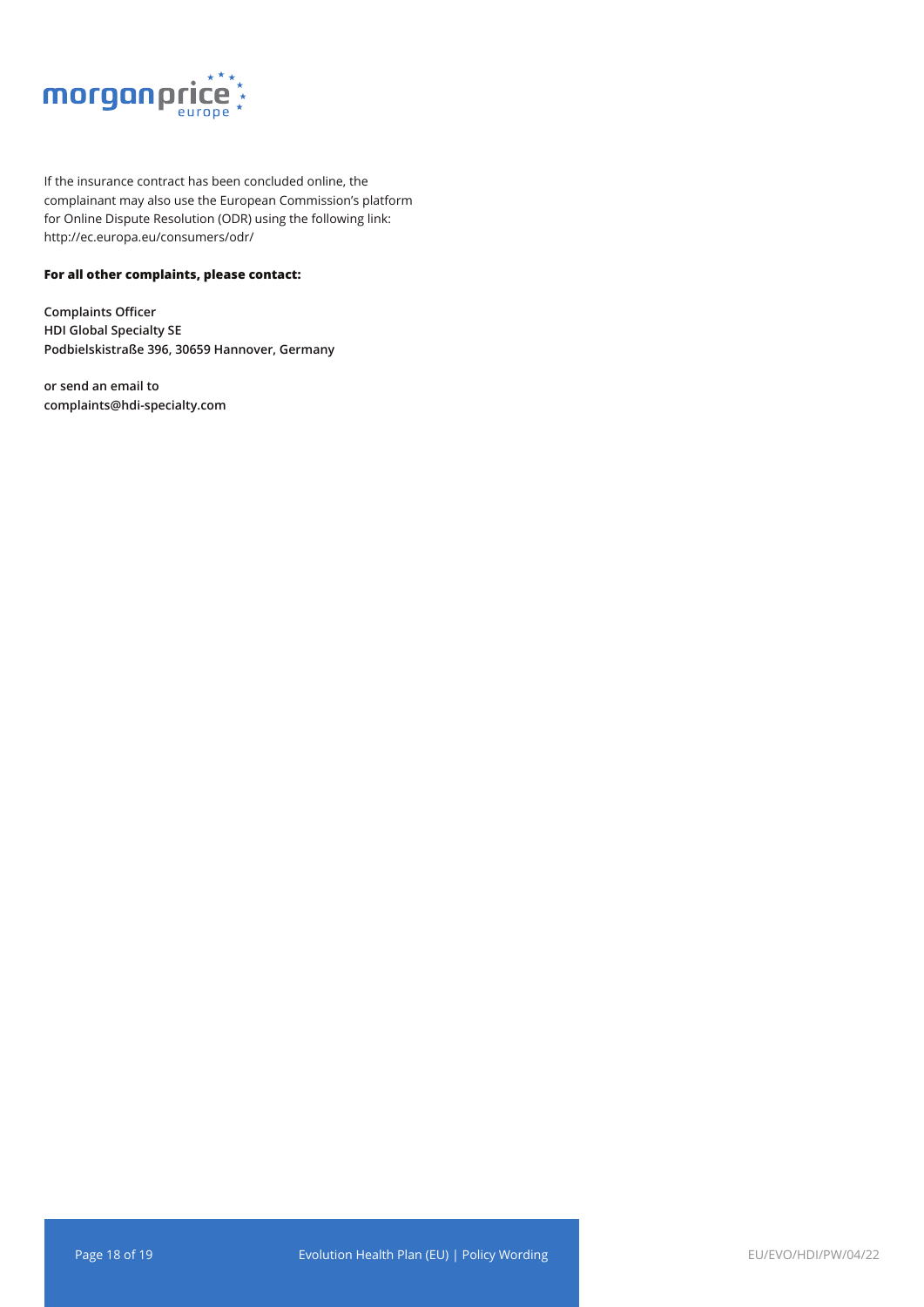If the insurance contract has been concluded online, the complainant may also use the European Commission's platform for Online Dispute Resolution (ODR) using the following link: http://ec.europa.eu/consumers/odr/

**For all other complaints, please contact:**

**Complaints Officer**
**HDI Global Specialty SE**
**Podbielskistraße 396, 30659 Hannover, Germany**

**or send an email to**
**complaints@hdi-specialty.com**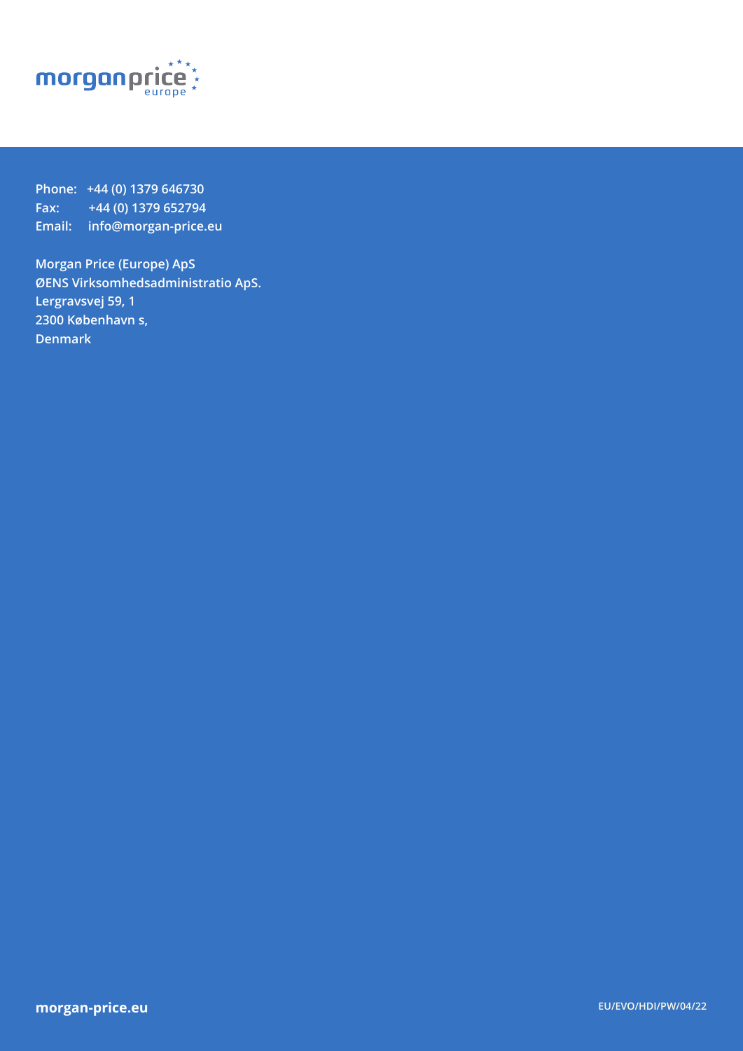morganprice europe

Phone: +44 (0) 1379 646730
Fax: +44 (0) 1379 652794
Email: info@morgan-price.eu

Morgan Price (Europe) ApS
ØENS Virksomhedsadministratio ApS.
Lergravsvej 59, 1
2300 København s,
Denmark

morgan-price.eu

EU/EVO/HDI/PW/04/22